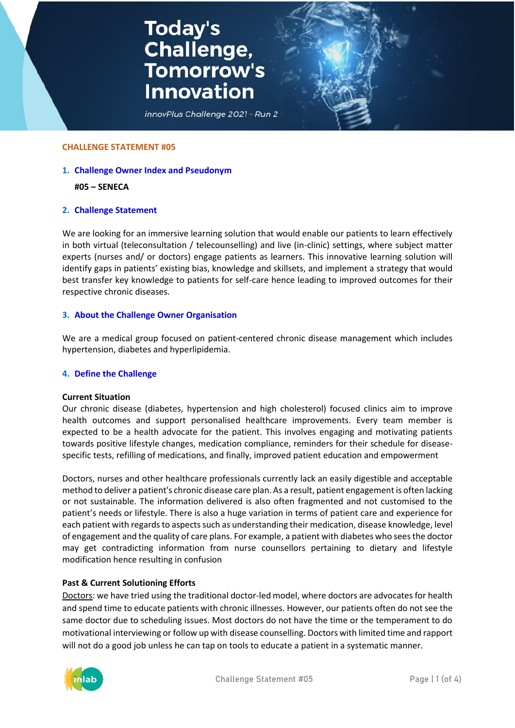# Today's Challenge, Tomorrow's Innovation

*innovPlus Challenge 2021 – Run 2*

**CHALLENGE STATEMENT #05**

## 1. Challenge Owner Index and Pseudonym

**#05 – SENECA**

## 2. Challenge Statement

We are looking for an immersive learning solution that would enable our patients to learn effectively in both virtual (teleconsultation / telecounselling) and live (in-clinic) settings, where subject matter experts (nurses and/ or doctors) engage patients as learners. This innovative learning solution will identify gaps in patients' existing bias, knowledge and skillsets, and implement a strategy that would best transfer key knowledge to patients for self-care hence leading to improved outcomes for their respective chronic diseases.

## 3. About the Challenge Owner Organisation

We are a medical group focused on patient-centered chronic disease management which includes hypertension, diabetes and hyperlipidemia.

## 4. Define the Challenge

**Current Situation**

Our chronic disease (diabetes, hypertension and high cholesterol) focused clinics aim to improve health outcomes and support personalised healthcare improvements. Every team member is expected to be a health advocate for the patient. This involves engaging and motivating patients towards positive lifestyle changes, medication compliance, reminders for their schedule for disease-specific tests, refilling of medications, and finally, improved patient education and empowerment

Doctors, nurses and other healthcare professionals currently lack an easily digestible and acceptable method to deliver a patient's chronic disease care plan. As a result, patient engagement is often lacking or not sustainable. The information delivered is also often fragmented and not customised to the patient's needs or lifestyle. There is also a huge variation in terms of patient care and experience for each patient with regards to aspects such as understanding their medication, disease knowledge, level of engagement and the quality of care plans. For example, a patient with diabetes who sees the doctor may get contradicting information from nurse counsellors pertaining to dietary and lifestyle modification hence resulting in confusion

**Past & Current Solutioning Efforts**

Doctors: we have tried using the traditional doctor-led model, where doctors are advocates for health and spend time to educate patients with chronic illnesses. However, our patients often do not see the same doctor due to scheduling issues. Most doctors do not have the time or the temperament to do motivational interviewing or follow up with disease counselling. Doctors with limited time and rapport will not do a good job unless he can tap on tools to educate a patient in a systematic manner.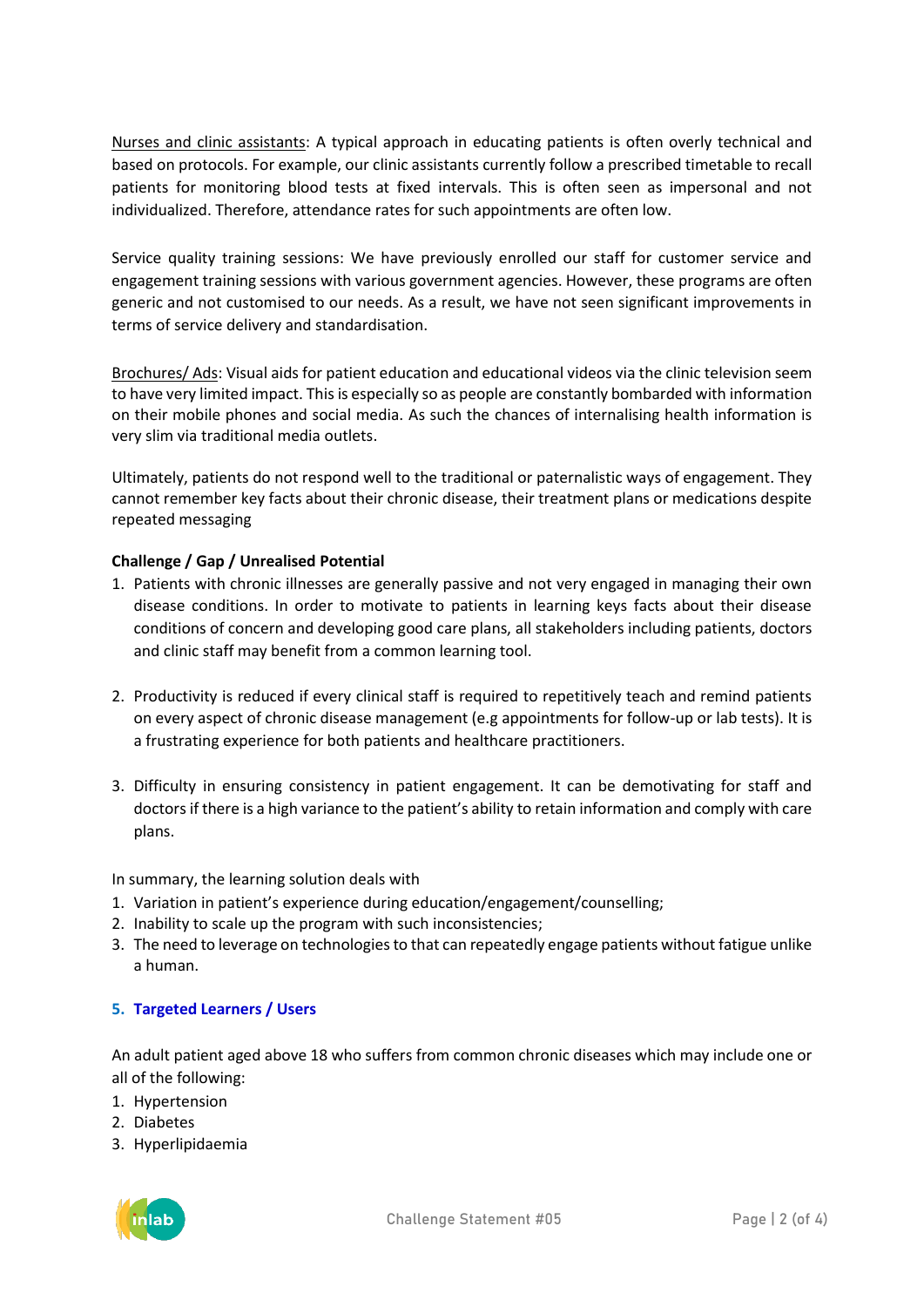Nurses and clinic assistants: A typical approach in educating patients is often overly technical and based on protocols. For example, our clinic assistants currently follow a prescribed timetable to recall patients for monitoring blood tests at fixed intervals. This is often seen as impersonal and not individualized. Therefore, attendance rates for such appointments are often low.

Service quality training sessions: We have previously enrolled our staff for customer service and engagement training sessions with various government agencies. However, these programs are often generic and not customised to our needs. As a result, we have not seen significant improvements in terms of service delivery and standardisation.

Brochures/ Ads: Visual aids for patient education and educational videos via the clinic television seem to have very limited impact. This is especially so as people are constantly bombarded with information on their mobile phones and social media. As such the chances of internalising health information is very slim via traditional media outlets.

Ultimately, patients do not respond well to the traditional or paternalistic ways of engagement. They cannot remember key facts about their chronic disease, their treatment plans or medications despite repeated messaging

**Challenge / Gap / Unrealised Potential**

1. Patients with chronic illnesses are generally passive and not very engaged in managing their own disease conditions. In order to motivate to patients in learning keys facts about their disease conditions of concern and developing good care plans, all stakeholders including patients, doctors and clinic staff may benefit from a common learning tool.

2. Productivity is reduced if every clinical staff is required to repetitively teach and remind patients on every aspect of chronic disease management (e.g appointments for follow-up or lab tests). It is a frustrating experience for both patients and healthcare practitioners.

3. Difficulty in ensuring consistency in patient engagement. It can be demotivating for staff and doctors if there is a high variance to the patient's ability to retain information and comply with care plans.

In summary, the learning solution deals with

1. Variation in patient's experience during education/engagement/counselling;
2. Inability to scale up the program with such inconsistencies;
3. The need to leverage on technologies to that can repeatedly engage patients without fatigue unlike a human.

## 5. Targeted Learners / Users

An adult patient aged above 18 who suffers from common chronic diseases which may include one or all of the following:

1. Hypertension
2. Diabetes
3. Hyperlipidaemia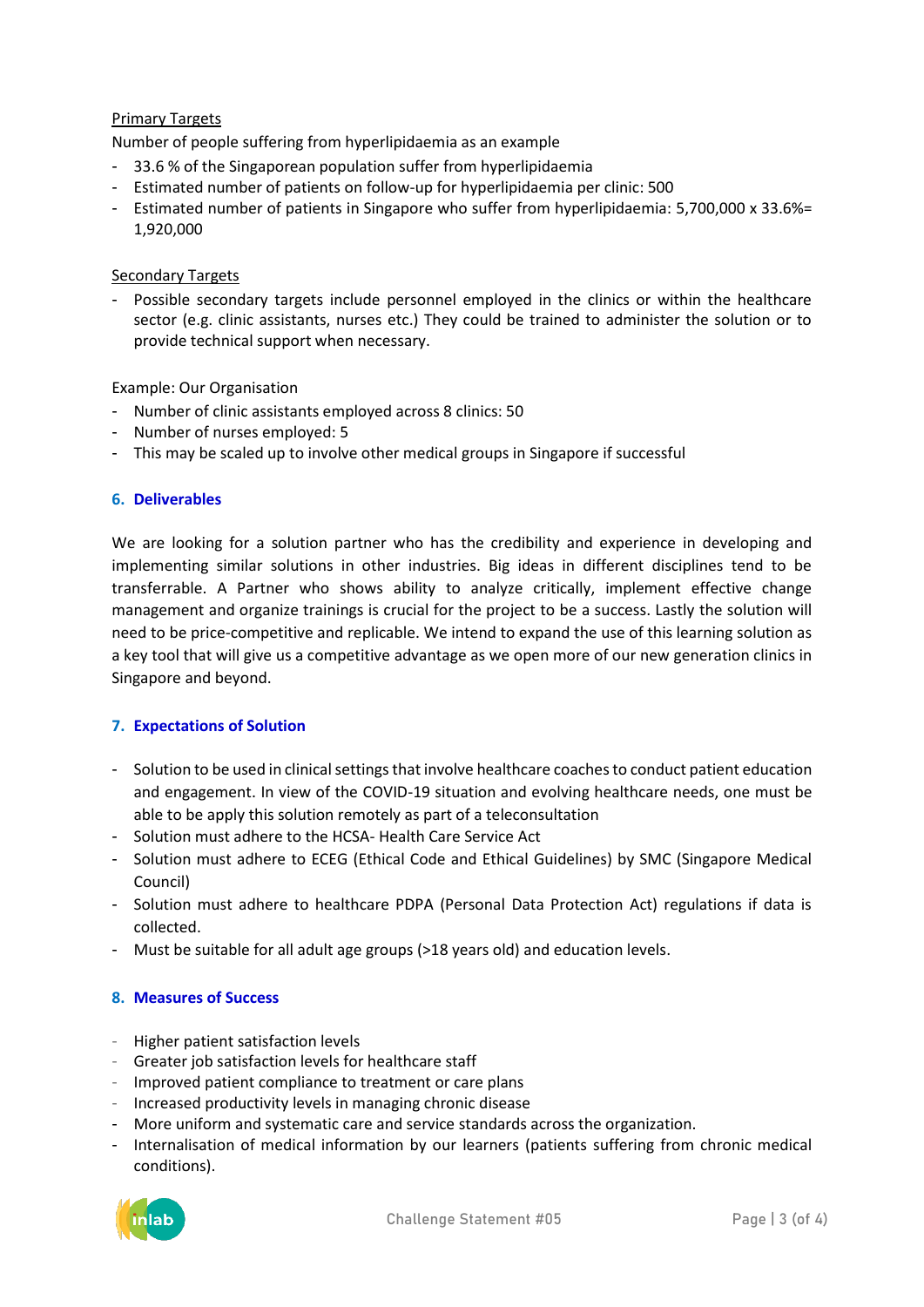Primary Targets

Number of people suffering from hyperlipidaemia as an example

- 33.6 % of the Singaporean population suffer from hyperlipidaemia
- Estimated number of patients on follow-up for hyperlipidaemia per clinic: 500
- Estimated number of patients in Singapore who suffer from hyperlipidaemia: 5,700,000 x 33.6%= 1,920,000

Secondary Targets

- Possible secondary targets include personnel employed in the clinics or within the healthcare sector (e.g. clinic assistants, nurses etc.) They could be trained to administer the solution or to provide technical support when necessary.

Example: Our Organisation

- Number of clinic assistants employed across 8 clinics: 50
- Number of nurses employed: 5
- This may be scaled up to involve other medical groups in Singapore if successful

## 6. Deliverables

We are looking for a solution partner who has the credibility and experience in developing and implementing similar solutions in other industries. Big ideas in different disciplines tend to be transferrable. A Partner who shows ability to analyze critically, implement effective change management and organize trainings is crucial for the project to be a success. Lastly the solution will need to be price-competitive and replicable. We intend to expand the use of this learning solution as a key tool that will give us a competitive advantage as we open more of our new generation clinics in Singapore and beyond.

## 7. Expectations of Solution

- Solution to be used in clinical settings that involve healthcare coaches to conduct patient education and engagement. In view of the COVID-19 situation and evolving healthcare needs, one must be able to be apply this solution remotely as part of a teleconsultation
- Solution must adhere to the HCSA- Health Care Service Act
- Solution must adhere to ECEG (Ethical Code and Ethical Guidelines) by SMC (Singapore Medical Council)
- Solution must adhere to healthcare PDPA (Personal Data Protection Act) regulations if data is collected.
- Must be suitable for all adult age groups (>18 years old) and education levels.

## 8. Measures of Success

- Higher patient satisfaction levels
- Greater job satisfaction levels for healthcare staff
- Improved patient compliance to treatment or care plans
- Increased productivity levels in managing chronic disease
- More uniform and systematic care and service standards across the organization.
- Internalisation of medical information by our learners (patients suffering from chronic medical conditions).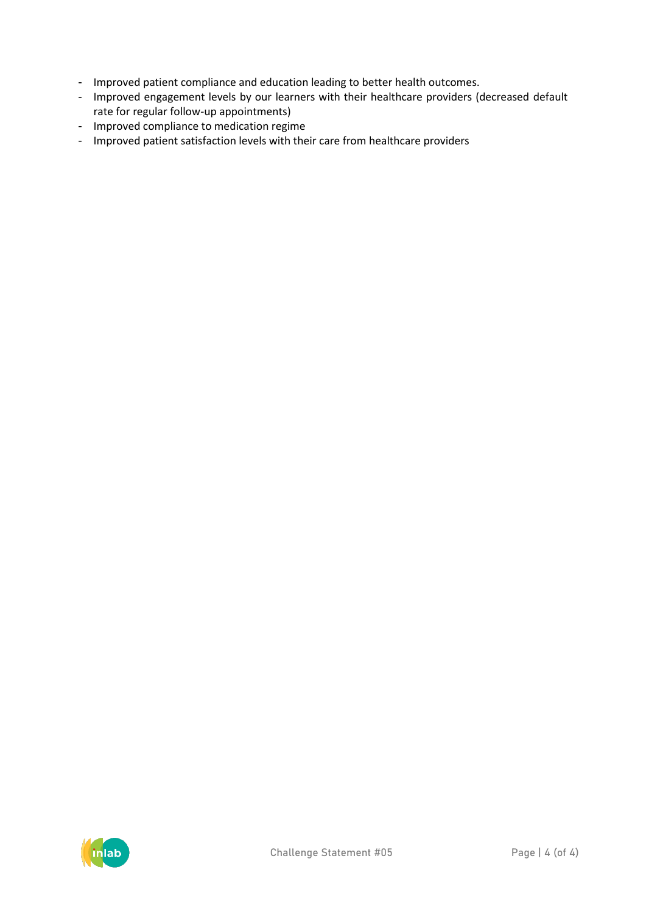- Improved patient compliance and education leading to better health outcomes.
- Improved engagement levels by our learners with their healthcare providers (decreased default rate for regular follow-up appointments)
- Improved compliance to medication regime
- Improved patient satisfaction levels with their care from healthcare providers